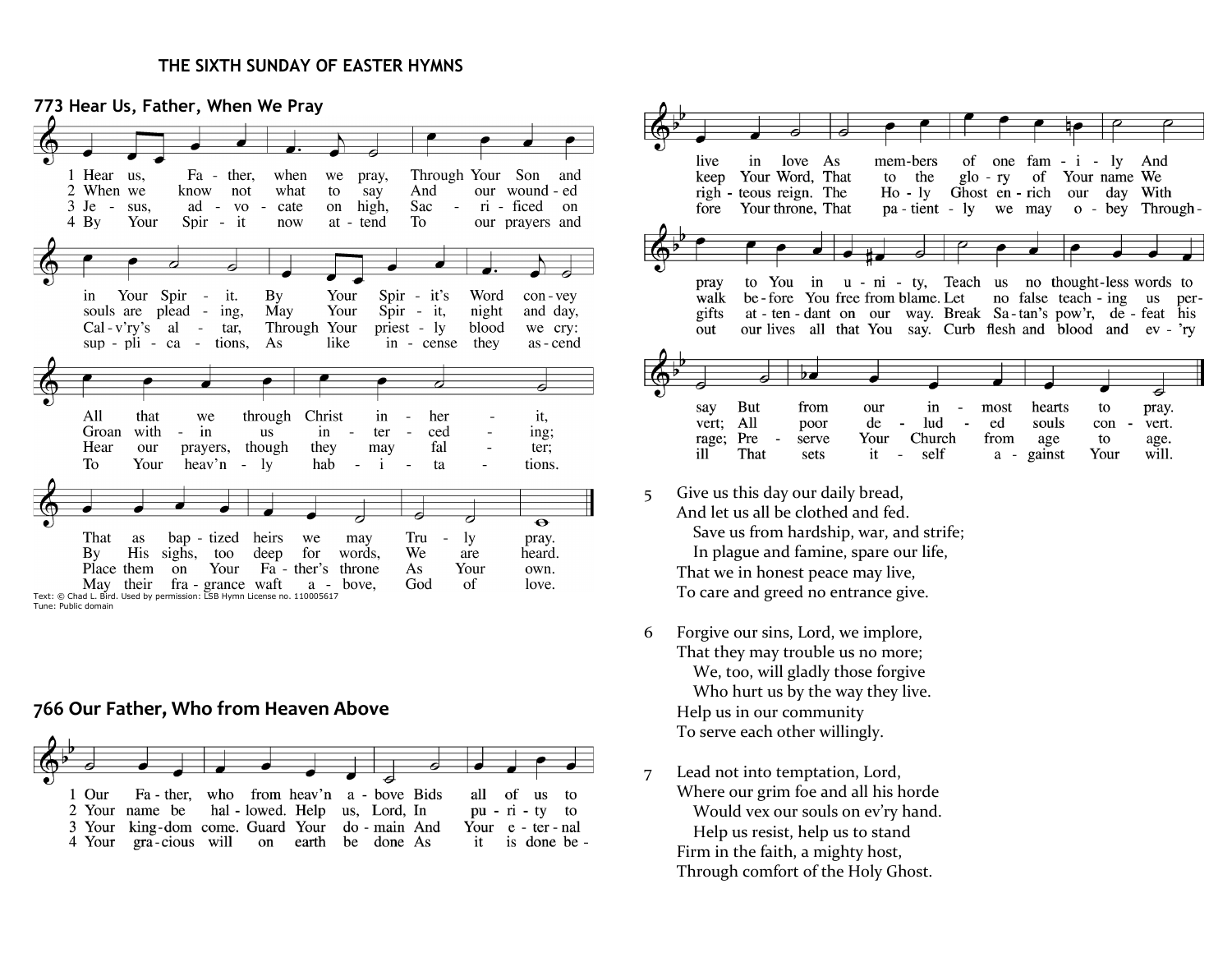# THE SIXTH SUNDAY OF EASTER HYMNS

## 773 Hear Us, Father, When We Pray

1 Hear us, Father, when we pray, Through Your Son and in Your Spirit. By Your Spirit's Word convey All that we through Christ inherit, That as baptized heirs we may Truly pray.

2 When we know not what to say And our wounded souls are pleading, May Your Spirit, night and day, Groan within us interceding; By His sighs, too deep for words, We are heard.

3 Jesus, advocate on high, Sacrificed on Cal-v'ry's altar, Through Your priestly blood we cry: Hear our prayers, though they may falter; Place them on Your Father's throne As Your own.

4 By Your Spirit now attend To our prayers and supplications, As like incense they ascend To Your heav'nly habitations. May their fragrance waft above, God of love.

Text: © Chad L. Bird. Used by permission: LSB Hymn License no. 110005617
Tune: Public domain

## 766 Our Father, Who from Heaven Above

1 Our Father, who from heav'n above Bids all of us to live in love As members of one family And pray to You in unity, Teach us no thoughtless words to say But from our inmost hearts to pray.

2 Your name be hallowed. Help us, Lord, In purity to keep Your Word, That to the glory of Your name We walk before You free from blame. Let no false teaching us pervert; All poor deluded souls convert.

3 Your kingdom come. Guard Your domain And Your eternal righteous reign. The Holy Ghost enrich our day With gifts attendant on our way. Break Satan's pow'r, defeat his rage; Preserve Your Church from age to age.

4 Your gracious will on earth be done As it is done before Your throne, That patiently we may obey Throughout our lives all that You say. Curb flesh and blood and ev'ry ill That sets itself against Your will.

5 Give us this day our daily bread,
And let us all be clothed and fed.
Save us from hardship, war, and strife;
In plague and famine, spare our life,
That we in honest peace may live,
To care and greed no entrance give.

6 Forgive our sins, Lord, we implore,
That they may trouble us no more;
We, too, will gladly those forgive
Who hurt us by the way they live.
Help us in our community
To serve each other willingly.

7 Lead not into temptation, Lord,
Where our grim foe and all his horde
Would vex our souls on ev'ry hand.
Help us resist, help us to stand
Firm in the faith, a mighty host,
Through comfort of the Holy Ghost.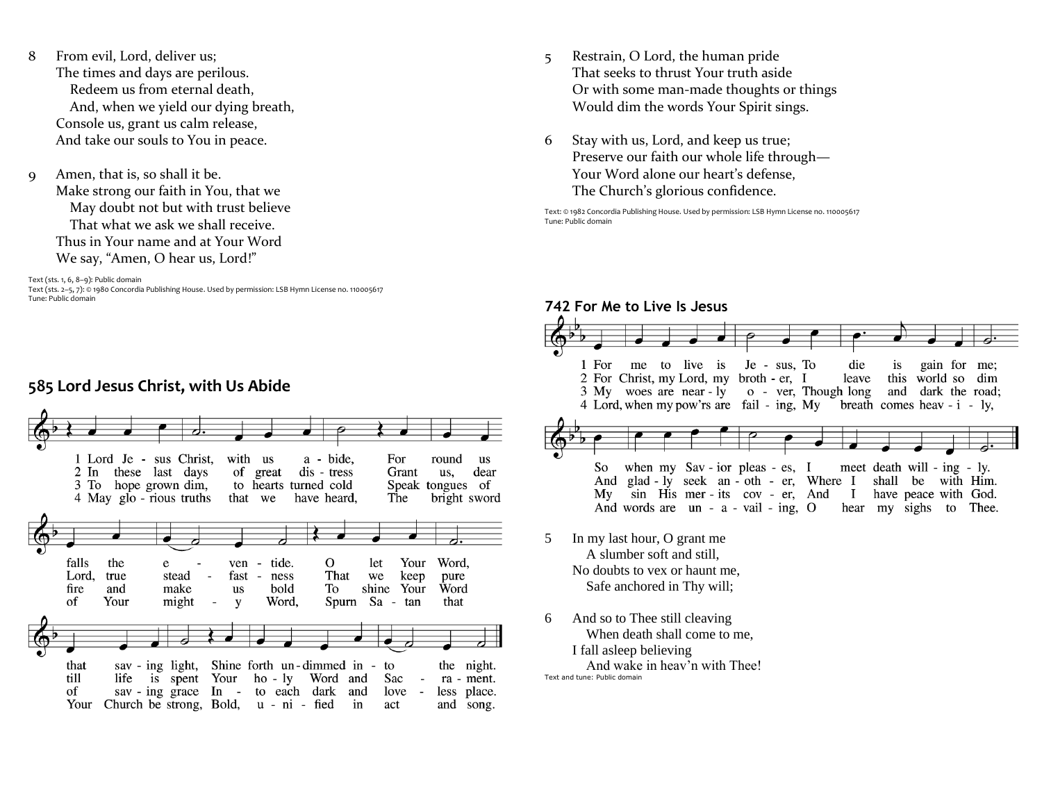8 From evil, Lord, deliver us;
The times and days are perilous.
Redeem us from eternal death,
And, when we yield our dying breath,
Console us, grant us calm release,
And take our souls to You in peace.

9 Amen, that is, so shall it be.
Make strong our faith in You, that we
May doubt not but with trust believe
That what we ask we shall receive.
Thus in Your name and at Your Word
We say, "Amen, O hear us, Lord!"

Text (sts. 1, 6, 8–9): Public domain
Text (sts. 2–5, 7): © 1980 Concordia Publishing House. Used by permission: LSB Hymn License no. 110005617
Tune: Public domain

## 585 Lord Jesus Christ, with Us Abide

1 Lord Je - sus Christ, with us a - bide, For round us falls the e - ven - tide. O let Your Word, that sav - ing light, Shine forth un - dimmed in - to the night.

2 In these last days of great dis - tress Grant us, dear Lord, true stead - fast - ness That we keep pure till life is spent Your ho - ly Word and Sac - ra - ment.

3 To hope grown dim, to hearts turned cold Speak tongues of fire and make us bold To shine Your Word of sav - ing grace In - to each dark and love - less place.

4 May glo - rious truths that we have heard, The bright sword of Your might - y Word, Spurn Sa - tan that Your Church be strong, Bold, u - ni - fied in act and song.

5 Restrain, O Lord, the human pride
That seeks to thrust Your truth aside
Or with some man-made thoughts or things
Would dim the words Your Spirit sings.

6 Stay with us, Lord, and keep us true;
Preserve our faith our whole life through—
Your Word alone our heart's defense,
The Church's glorious confidence.

Text: © 1982 Concordia Publishing House. Used by permission: LSB Hymn License no. 110005617
Tune: Public domain

## 742 For Me to Live Is Jesus

1 For me to live is Je - sus, To die is gain for me; So when my Sav - ior pleas - es, I meet death will - ing - ly.

2 For Christ, my Lord, my broth - er, I leave this world so dim And glad - ly seek an - oth - er, Where I shall be with Him.

3 My woes are near - ly o - ver, Though long and dark the road; My sin His mer - its cov - er, And I have peace with God.

4 Lord, when my pow'rs are fail - ing, My breath comes heav - i - ly, And words are un - a - vail - ing, O hear my sighs to Thee.

5 In my last hour, O grant me
A slumber soft and still,
No doubts to vex or haunt me,
Safe anchored in Thy will;

6 And so to Thee still cleaving
When death shall come to me,
I fall asleep believing
And wake in heav'n with Thee!

Text and tune: Public domain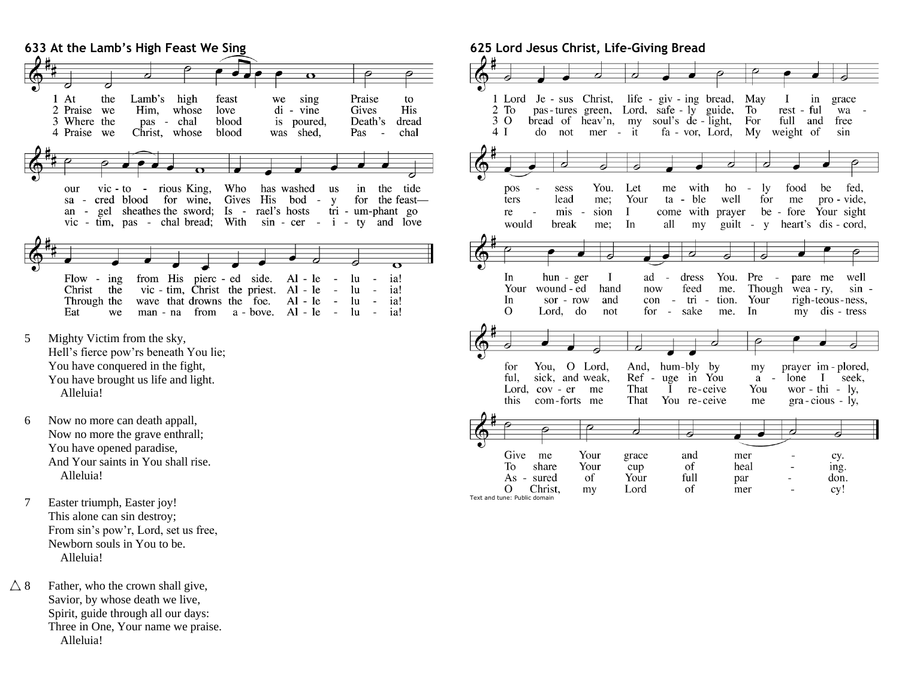## 633 At the Lamb's High Feast We Sing

1 At the Lamb's high feast we sing
Praise to our victorious King,
Who has washed us in the tide
Flowing from His pierced side. Alleluia!

2 Praise we Him, whose love divine
Gives His sacred blood for wine,
Gives His body for the feast—
Christ the victim, Christ the priest. Alleluia!

3 Where the paschal blood is poured,
Death's dread angel sheathes the sword;
Israel's hosts triumphant go
Through the wave that drowns the foe. Alleluia!

4 Praise we Christ, whose blood was shed,
Paschal victim, paschal bread;
With sincerity and love
Eat we manna from above. Alleluia!

5 Mighty Victim from the sky,
Hell's fierce pow'rs beneath You lie;
You have conquered in the fight,
You have brought us life and light.
Alleluia!

6 Now no more can death appall,
Now no more the grave enthrall;
You have opened paradise,
And Your saints in You shall rise.
Alleluia!

7 Easter triumph, Easter joy!
This alone can sin destroy;
From sin's pow'r, Lord, set us free,
Newborn souls in You to be.
Alleluia!

△ 8 Father, who the crown shall give,
Savior, by whose death we live,
Spirit, guide through all our days:
Three in One, Your name we praise.
Alleluia!

## 625 Lord Jesus Christ, Life-Giving Bread

1 Lord Jesus Christ, life-giving bread,
May I in grace possess You.
Let me with holy food be fed,
In hunger I address You.
Prepare me well for You, O Lord,
And, humbly by my prayer implored,
Give me Your grace and mercy.

2 To pastures green, Lord, safely guide,
To restful waters lead me;
Your table well for me provide,
Your wounded hand now feed me.
Though weary, sinful, sick, and weak,
Refuge in You alone I seek,
To share Your cup of healing.

3 O bread of heav'n, my soul's delight,
For full and free remission
I come with prayer before Your sight
In sorrow and contrition.
Your righteousness, Lord, cover me
That I receive You worthily,
Assured of Your full pardon.

4 I do not merit favor, Lord,
My weight of sin would break me;
In all my guilty heart's discord,
O Lord, do not forsake me.
In my distress this comforts me
That You receive me graciously,
O Christ, my Lord of mercy!

Text and tune: Public domain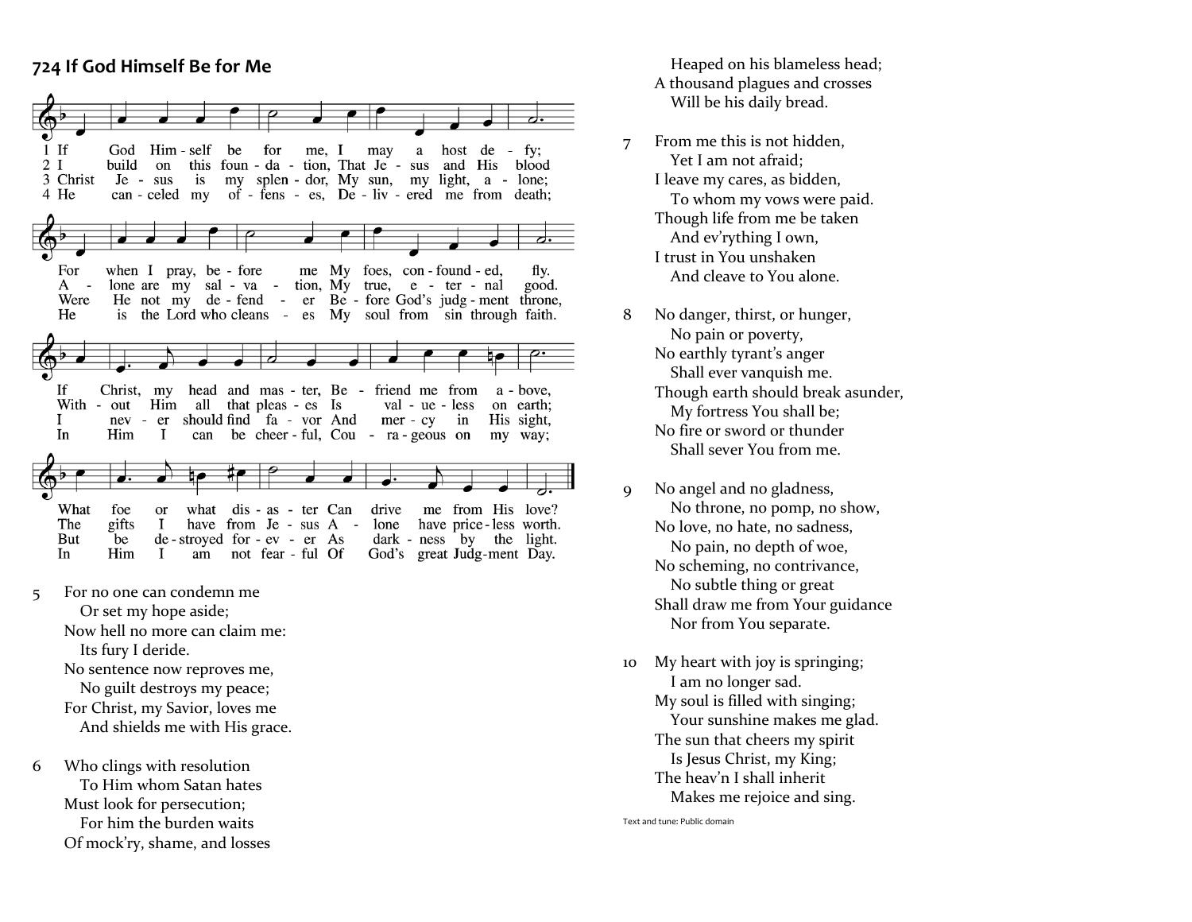## 724 If God Himself Be for Me

1 If God Himself be for me,
I may a host defy;
For when I pray, before me
My foes, confounded, fly.
If Christ, my head and master,
Befriend me from above,
What foe or what disaster
Can drive me from His love?

2 I build on this foundation,
That Jesus and His blood
Alone are my salvation,
My true, eternal good.
Without Him all that pleases
Is valueless on earth;
The gifts I have from Jesus
Alone have priceless worth.

3 Christ Jesus is my splendor,
My sun, my light, alone;
Were He not my defender
Before God's judgment throne,
I never should find favor
And mercy in His sight,
But be destroyed forever
As darkness by the light.

4 He canceled my offenses,
Delivered me from death;
He is the Lord who cleanses
My soul from sin through faith.
In Him I can be cheerful,
Courageous on my way;
In Him I am not fearful
Of God's great Judgment Day.

5 For no one can condemn me
Or set my hope aside;
Now hell no more can claim me:
Its fury I deride.
No sentence now reproves me,
No guilt destroys my peace;
For Christ, my Savior, loves me
And shields me with His grace.

6 Who clings with resolution
To Him whom Satan hates
Must look for persecution;
For him the burden waits
Of mock'ry, shame, and losses
Heaped on his blameless head;
A thousand plagues and crosses
Will be his daily bread.

7 From me this is not hidden,
Yet I am not afraid;
I leave my cares, as bidden,
To whom my vows were paid.
Though life from me be taken
And ev'rything I own,
I trust in You unshaken
And cleave to You alone.

8 No danger, thirst, or hunger,
No pain or poverty,
No earthly tyrant's anger
Shall ever vanquish me.
Though earth should break asunder,
My fortress You shall be;
No fire or sword or thunder
Shall sever You from me.

9 No angel and no gladness,
No throne, no pomp, no show,
No love, no hate, no sadness,
No pain, no depth of woe,
No scheming, no contrivance,
No subtle thing or great
Shall draw me from Your guidance
Nor from You separate.

10 My heart with joy is springing;
I am no longer sad.
My soul is filled with singing;
Your sunshine makes me glad.
The sun that cheers my spirit
Is Jesus Christ, my King;
The heav'n I shall inherit
Makes me rejoice and sing.

Text and tune: Public domain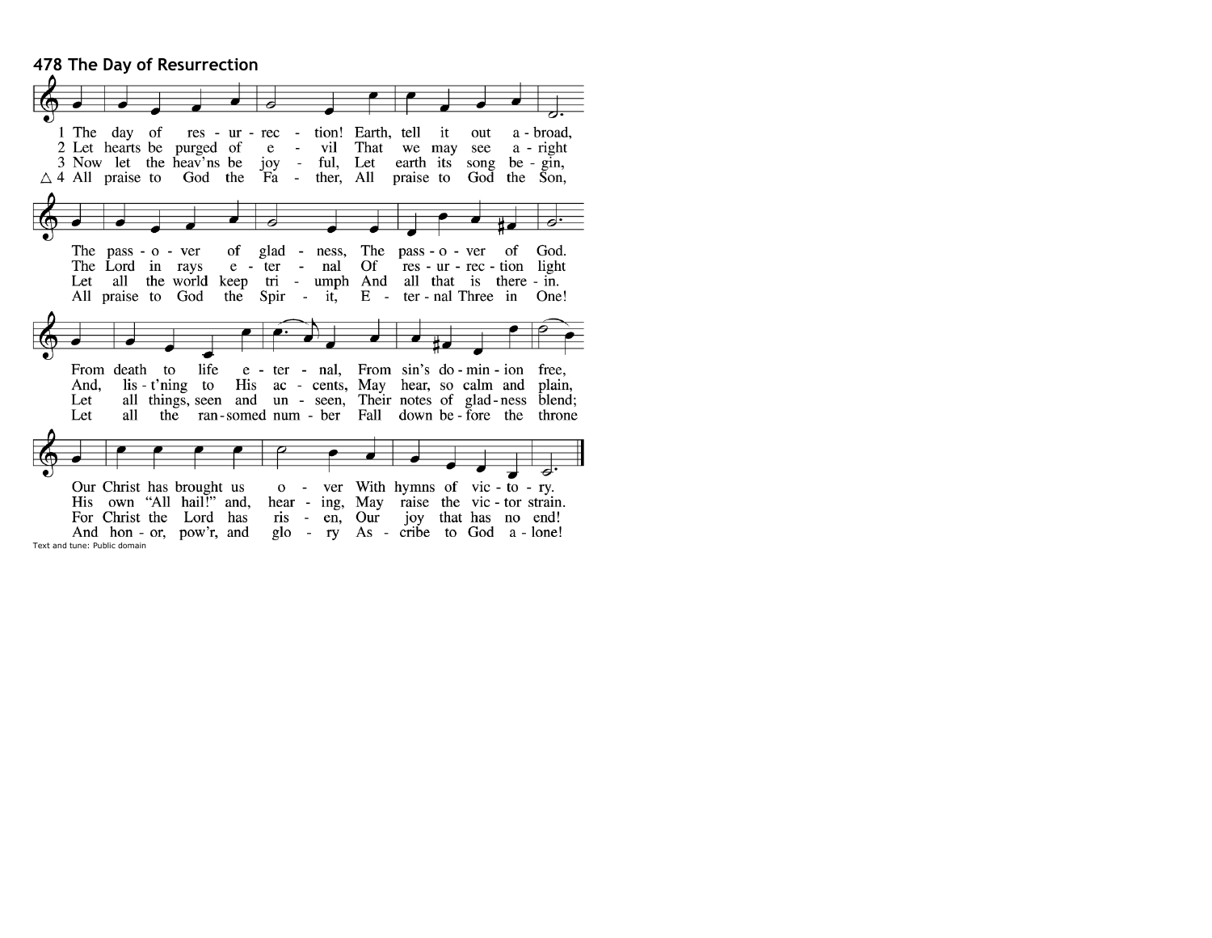## 478 The Day of Resurrection

1 The day of res - ur - rec - tion! Earth, tell it out a - broad,
2 Let hearts be purged of e - vil That we may see a - right
3 Now let the heav'ns be joy - ful, Let earth its song be - gin,
△ 4 All praise to God the Fa - ther, All praise to God the Son,

The pass - o - ver of glad - ness, The pass - o - ver of God.
The Lord in rays e - ter - nal Of res - ur - rec - tion light
Let all the world keep tri - umph And all that is there - in.
All praise to God the Spir - it, E - ter - nal Three in One!

From death to life e - ter - nal, From sin's do - min - ion free,
And, lis - t'ning to His ac - cents, May hear, so calm and plain,
Let all things, seen and un - seen, Their notes of glad - ness blend;
Let all the ran - somed num - ber Fall down be - fore the throne

Our Christ has brought us o - ver With hymns of vic - to - ry.
His own "All hail!" and, hear - ing, May raise the vic - tor strain.
For Christ the Lord has ris - en, Our joy that has no end!
And hon - or, pow'r, and glo - ry As - cribe to God a - lone!

Text and tune: Public domain